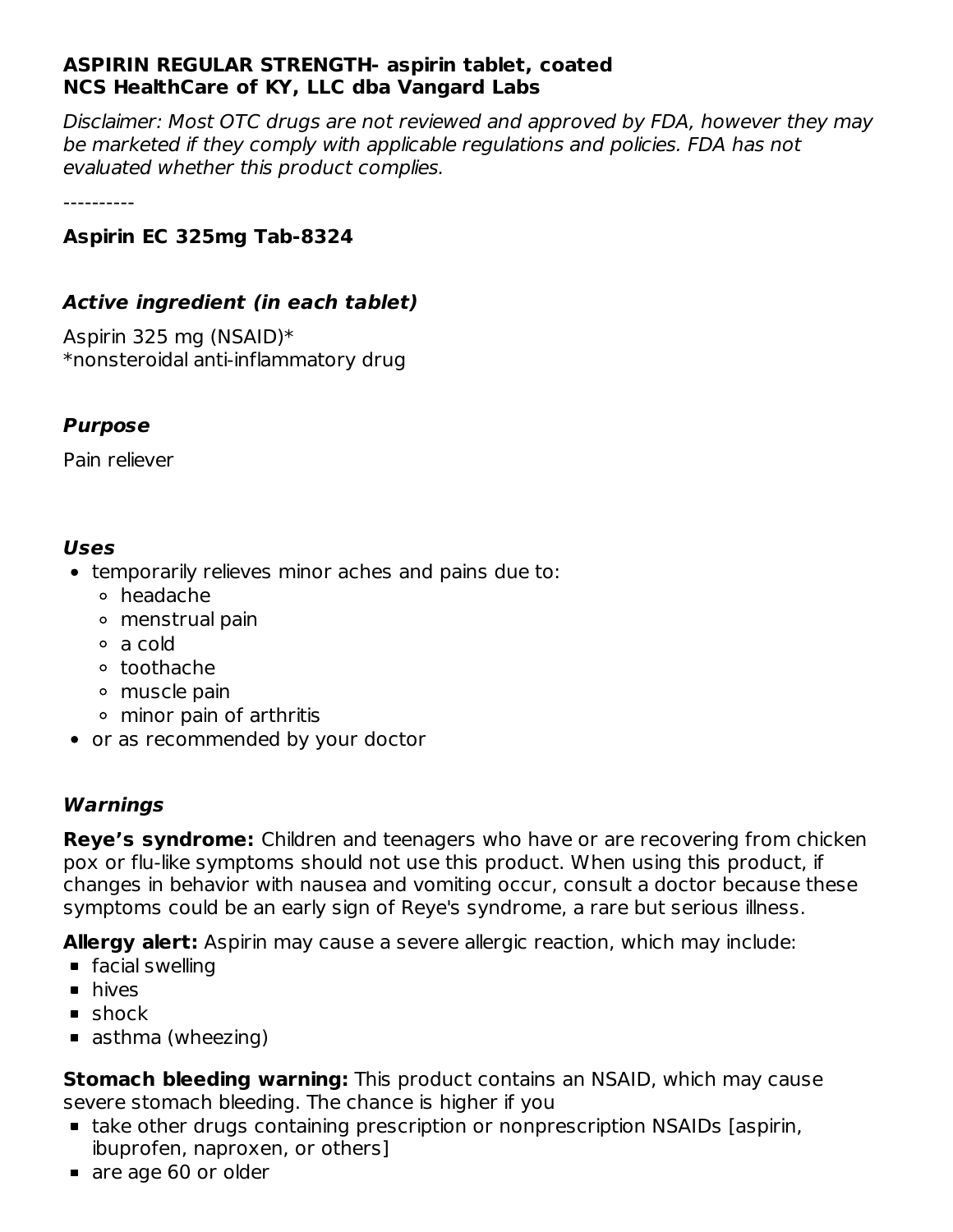**ASPIRIN REGULAR STRENGTH- aspirin tablet, coated**
**NCS HealthCare of KY, LLC dba Vangard Labs**

*Disclaimer: Most OTC drugs are not reviewed and approved by FDA, however they may be marketed if they comply with applicable regulations and policies. FDA has not evaluated whether this product complies.*

----------

### Aspirin EC 325mg Tab-8324

### *Active ingredient (in each tablet)*

Aspirin 325 mg (NSAID)*
*nonsteroidal anti-inflammatory drug

### *Purpose*

Pain reliever

### *Uses*

- temporarily relieves minor aches and pains due to:
  - headache
  - menstrual pain
  - a cold
  - toothache
  - muscle pain
  - minor pain of arthritis
- or as recommended by your doctor

### *Warnings*

**Reye's syndrome:** Children and teenagers who have or are recovering from chicken pox or flu-like symptoms should not use this product. When using this product, if changes in behavior with nausea and vomiting occur, consult a doctor because these symptoms could be an early sign of Reye's syndrome, a rare but serious illness.

**Allergy alert:** Aspirin may cause a severe allergic reaction, which may include:

- facial swelling
- hives
- shock
- asthma (wheezing)

**Stomach bleeding warning:** This product contains an NSAID, which may cause severe stomach bleeding. The chance is higher if you

- take other drugs containing prescription or nonprescription NSAIDs [aspirin, ibuprofen, naproxen, or others]
- are age 60 or older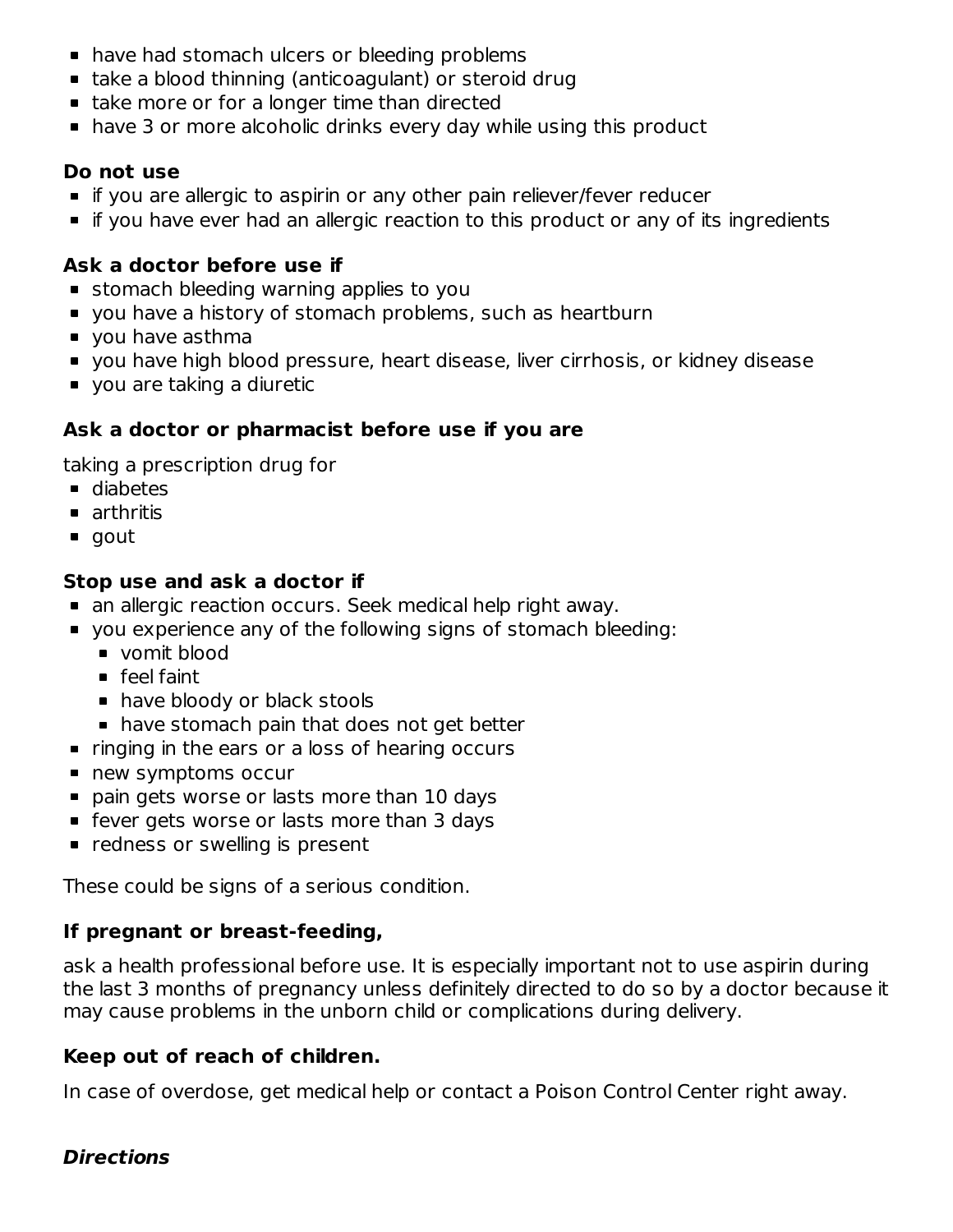- have had stomach ulcers or bleeding problems
- take a blood thinning (anticoagulant) or steroid drug
- take more or for a longer time than directed
- have 3 or more alcoholic drinks every day while using this product

**Do not use**

- if you are allergic to aspirin or any other pain reliever/fever reducer
- if you have ever had an allergic reaction to this product or any of its ingredients

**Ask a doctor before use if**

- stomach bleeding warning applies to you
- you have a history of stomach problems, such as heartburn
- you have asthma
- you have high blood pressure, heart disease, liver cirrhosis, or kidney disease
- you are taking a diuretic

**Ask a doctor or pharmacist before use if you are**

taking a prescription drug for

- diabetes
- arthritis
- gout

**Stop use and ask a doctor if**

- an allergic reaction occurs. Seek medical help right away.
- you experience any of the following signs of stomach bleeding:
  - vomit blood
  - feel faint
  - have bloody or black stools
  - have stomach pain that does not get better
- ringing in the ears or a loss of hearing occurs
- new symptoms occur
- pain gets worse or lasts more than 10 days
- fever gets worse or lasts more than 3 days
- redness or swelling is present

These could be signs of a serious condition.

**If pregnant or breast-feeding,**

ask a health professional before use. It is especially important not to use aspirin during the last 3 months of pregnancy unless definitely directed to do so by a doctor because it may cause problems in the unborn child or complications during delivery.

**Keep out of reach of children.**

In case of overdose, get medical help or contact a Poison Control Center right away.

***Directions***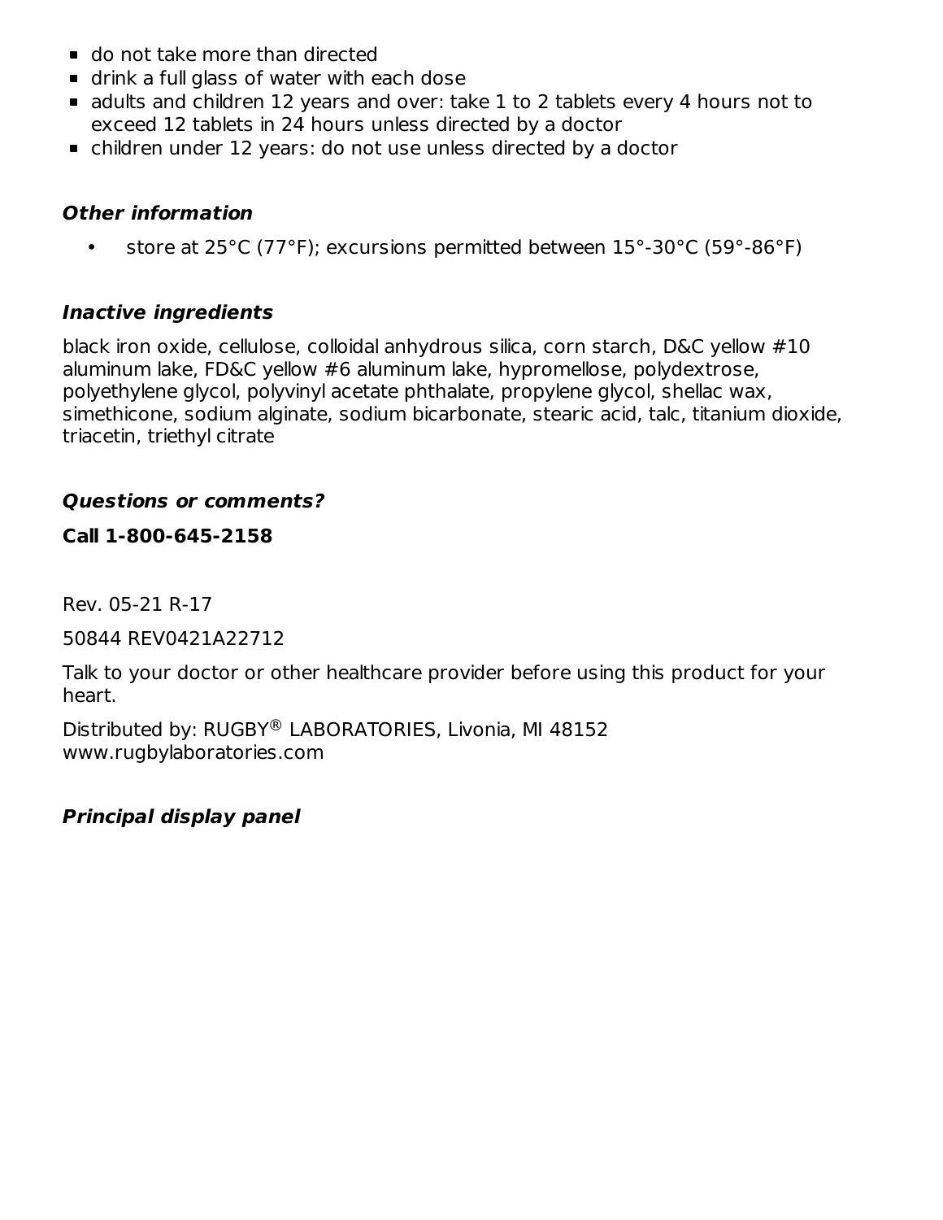- do not take more than directed
- drink a full glass of water with each dose
- adults and children 12 years and over: take 1 to 2 tablets every 4 hours not to exceed 12 tablets in 24 hours unless directed by a doctor
- children under 12 years: do not use unless directed by a doctor

### ***Other information***

- store at 25°C (77°F); excursions permitted between 15°-30°C (59°-86°F)

### ***Inactive ingredients***

black iron oxide, cellulose, colloidal anhydrous silica, corn starch, D&C yellow #10 aluminum lake, FD&C yellow #6 aluminum lake, hypromellose, polydextrose, polyethylene glycol, polyvinyl acetate phthalate, propylene glycol, shellac wax, simethicone, sodium alginate, sodium bicarbonate, stearic acid, talc, titanium dioxide, triacetin, triethyl citrate

### ***Questions or comments?***

**Call 1-800-645-2158**

Rev. 05-21 R-17

50844 REV0421A22712

Talk to your doctor or other healthcare provider before using this product for your heart.

Distributed by: RUGBY® LABORATORIES, Livonia, MI 48152
www.rugbylaboratories.com

### ***Principal display panel***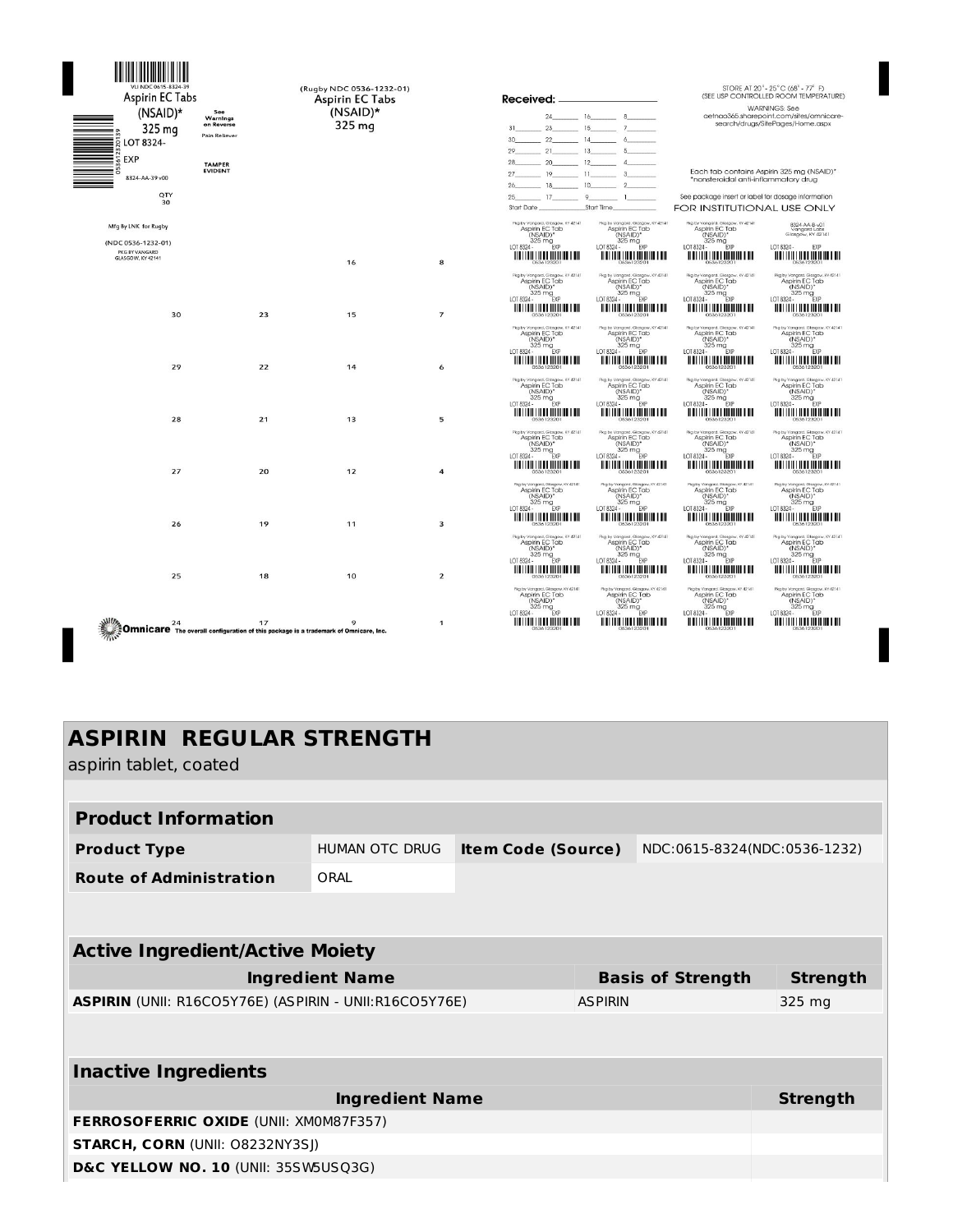VLI NDC 0615-8324-39

Aspirin EC Tabs (NSAID)* 325 mg

See Warnings on Reverse

Pain Reliever

LOT 8324-

EXP

TAMPER EVIDENT

8324-AA-39 v00

QTY 30

Mfg By LNK for Rugby

(NDC 0536-1232-01)

PKG BY VANGARD GLASGOW, KY 42141

(Rugby NDC 0536-1232-01)

Aspirin EC Tabs (NSAID)* 325 mg

Omnicare The overall configuration of this package is a trademark of Omnicare, Inc.

Received: ___________

Start Date ___________ Start Time ___________

STORE AT 20° - 25° C (68° - 77° F) (SEE USP CONTROLLED ROOM TEMPERATURE)

WARNINGS: See aetnao365.sharepoint.com/sites/omnicare-search/drugs/SitePages/Home.aspx

Each tab contains Aspirin 325 mg (NSAID)*

*nonsteroidal anti-inflammatory drug

See package insert or label for dosage information

FOR INSTITUTIONAL USE ONLY

Pkg by Vangard, Glasgow, KY 42141

Aspirin EC Tab (NSAID)* 325 mg

LOT 8324- EXP

0536123201

8324-AA-B-v01

Vangard Labs Glasgow, KY 42141

# ASPIRIN REGULAR STRENGTH

aspirin tablet, coated

| Product Information | | | |
|---|---|---|---|
| **Product Type** | HUMAN OTC DRUG | **Item Code (Source)** | NDC:0615-8324(NDC:0536-1232) |
| **Route of Administration** | ORAL | | |

| Active Ingredient/Active Moiety | | |
|---|---|---|
| **Ingredient Name** | **Basis of Strength** | **Strength** |
| **ASPIRIN** (UNII: R16CO5Y76E) (ASPIRIN - UNII:R16CO5Y76E) | ASPIRIN | 325 mg |

| Inactive Ingredients | |
|---|---|
| **Ingredient Name** | **Strength** |
| **FERROSOFERRIC OXIDE** (UNII: XM0M87F357) | |
| **STARCH, CORN** (UNII: O8232NY3SJ) | |
| **D&C YELLOW NO. 10** (UNII: 35SW5USQ3G) | |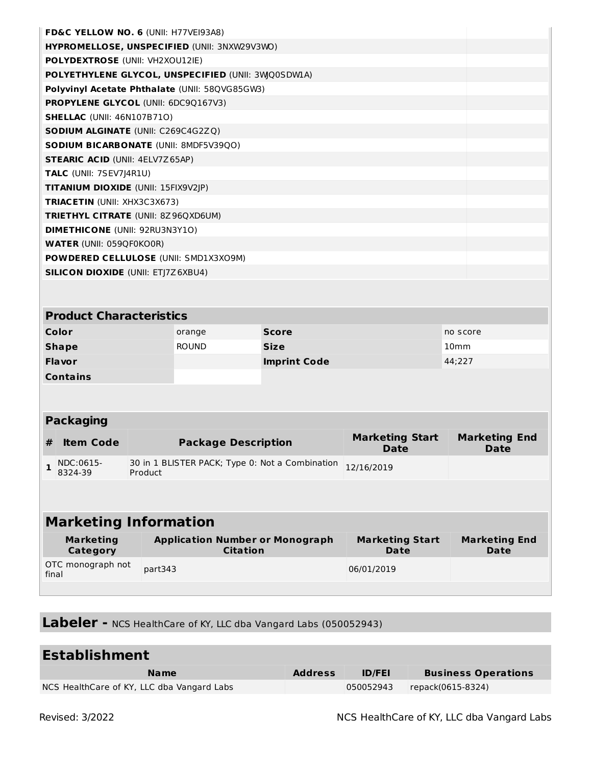| | |
|---|---|
| **FD&C YELLOW NO. 6** (UNII: H77VEI93A8) | |
| **HYPROMELLOSE, UNSPECIFIED** (UNII: 3NXW29V3WO) | |
| **POLYDEXTROSE** (UNII: VH2XOU12IE) | |
| **POLYETHYLENE GLYCOL, UNSPECIFIED** (UNII: 3WJQ0SDW1A) | |
| **Polyvinyl Acetate Phthalate** (UNII: 58QVG85GW3) | |
| **PROPYLENE GLYCOL** (UNII: 6DC9Q167V3) | |
| **SHELLAC** (UNII: 46N107B71O) | |
| **SODIUM ALGINATE** (UNII: C269C4G2ZQ) | |
| **SODIUM BICARBONATE** (UNII: 8MDF5V39QO) | |
| **STEARIC ACID** (UNII: 4ELV7Z65AP) | |
| **TALC** (UNII: 7SEV7J4R1U) | |
| **TITANIUM DIOXIDE** (UNII: 15FIX9V2JP) | |
| **TRIACETIN** (UNII: XHX3C3X673) | |
| **TRIETHYL CITRATE** (UNII: 8Z96QXD6UM) | |
| **DIMETHICONE** (UNII: 92RU3N3Y1O) | |
| **WATER** (UNII: 059QF0KO0R) | |
| **POWDERED CELLULOSE** (UNII: SMD1X3XO9M) | |
| **SILICON DIOXIDE** (UNII: ETJ7Z6XBU4) | |

| Product Characteristics | | | |
|---|---|---|---|
| **Color** | orange | **Score** | no score |
| **Shape** | ROUND | **Size** | 10mm |
| **Flavor** | | **Imprint Code** | 44;227 |
| **Contains** | | | |

## Packaging

| # | Item Code | Package Description | Marketing Start Date | Marketing End Date |
|---|---|---|---|---|
| 1 | NDC:0615-8324-39 | 30 in 1 BLISTER PACK; Type 0: Not a Combination Product | 12/16/2019 | |

## Marketing Information

| Marketing Category | Application Number or Monograph Citation | Marketing Start Date | Marketing End Date |
|---|---|---|---|
| OTC monograph not final | part343 | 06/01/2019 | |

## Labeler - NCS HealthCare of KY, LLC dba Vangard Labs (050052943)

## Establishment

| Name | Address | ID/FEI | Business Operations |
|---|---|---|---|
| NCS HealthCare of KY, LLC dba Vangard Labs | | 050052943 | repack(0615-8324) |

Revised: 3/2022

NCS HealthCare of KY, LLC dba Vangard Labs